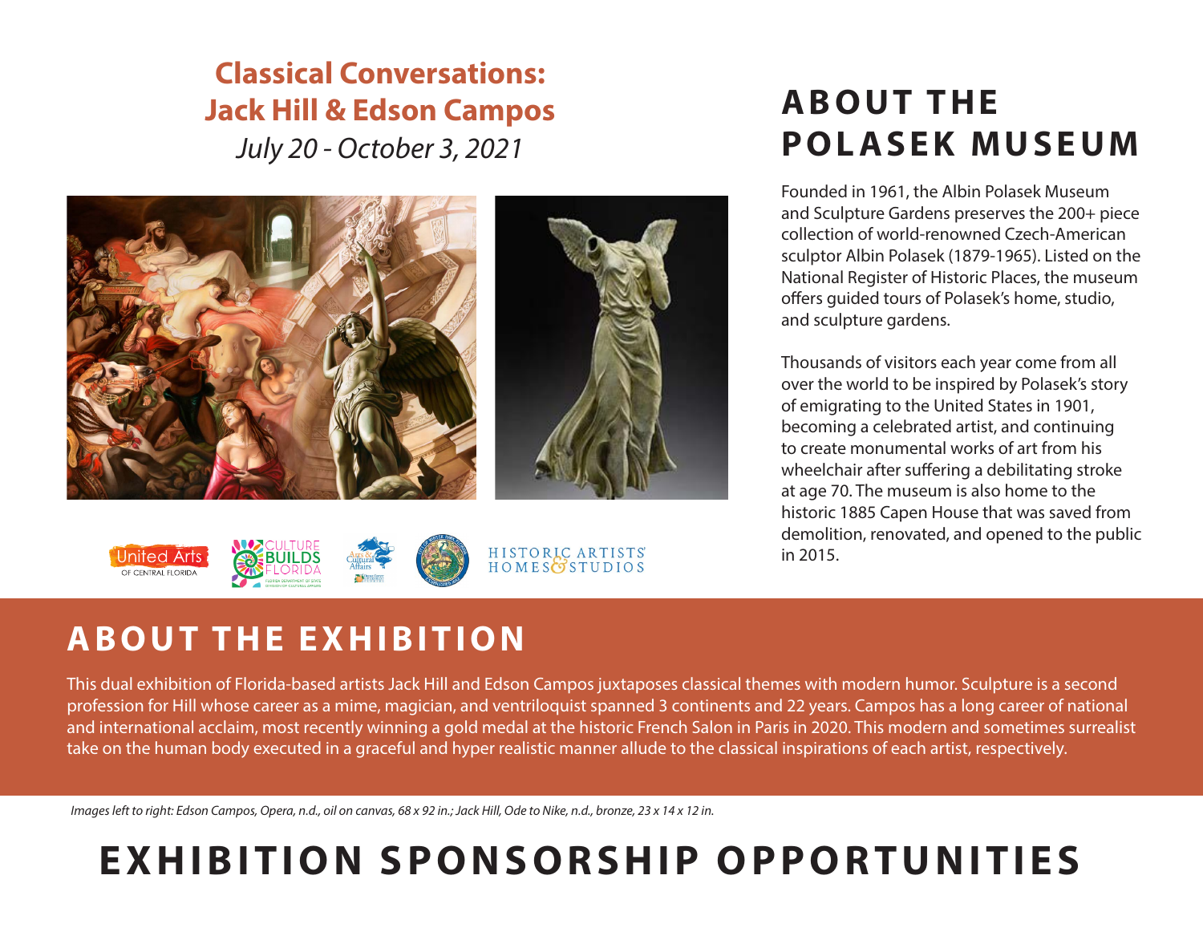## Classical Conversations: Jack Hill & Edson Campos

*July 20 - October 3, 2021*

# ABOUT THE POLASEK MUSEUM

Founded in 1961, the Albin Polasek Museum and Sculpture Gardens preserves the 200+ piece collection of world-renowned Czech-American sculptor Albin Polasek (1879-1965). Listed on the National Register of Historic Places, the museum offers guided tours of Polasek's home, studio, and sculpture gardens.

Thousands of visitors each year come from all over the world to be inspired by Polasek's story of emigrating to the United States in 1901, becoming a celebrated artist, and continuing to create monumental works of art from his wheelchair after suffering a debilitating stroke at age 70. The museum is also home to the historic 1885 Capen House that was saved from demolition, renovated, and opened to the public in 2015.

# ABOUT THE EXHIBITION

This dual exhibition of Florida-based artists Jack Hill and Edson Campos juxtaposes classical themes with modern humor. Sculpture is a second profession for Hill whose career as a mime, magician, and ventriloquist spanned 3 continents and 22 years. Campos has a long career of national and international acclaim, most recently winning a gold medal at the historic French Salon in Paris in 2020. This modern and sometimes surrealist take on the human body executed in a graceful and hyper realistic manner allude to the classical inspirations of each artist, respectively.

*Images left to right: Edson Campos, Opera, n.d., oil on canvas, 68 x 92 in.; Jack Hill, Ode to Nike, n.d., bronze, 23 x 14 x 12 in.*

# EXHIBITION SPONSORSHIP OPPORTUNITIES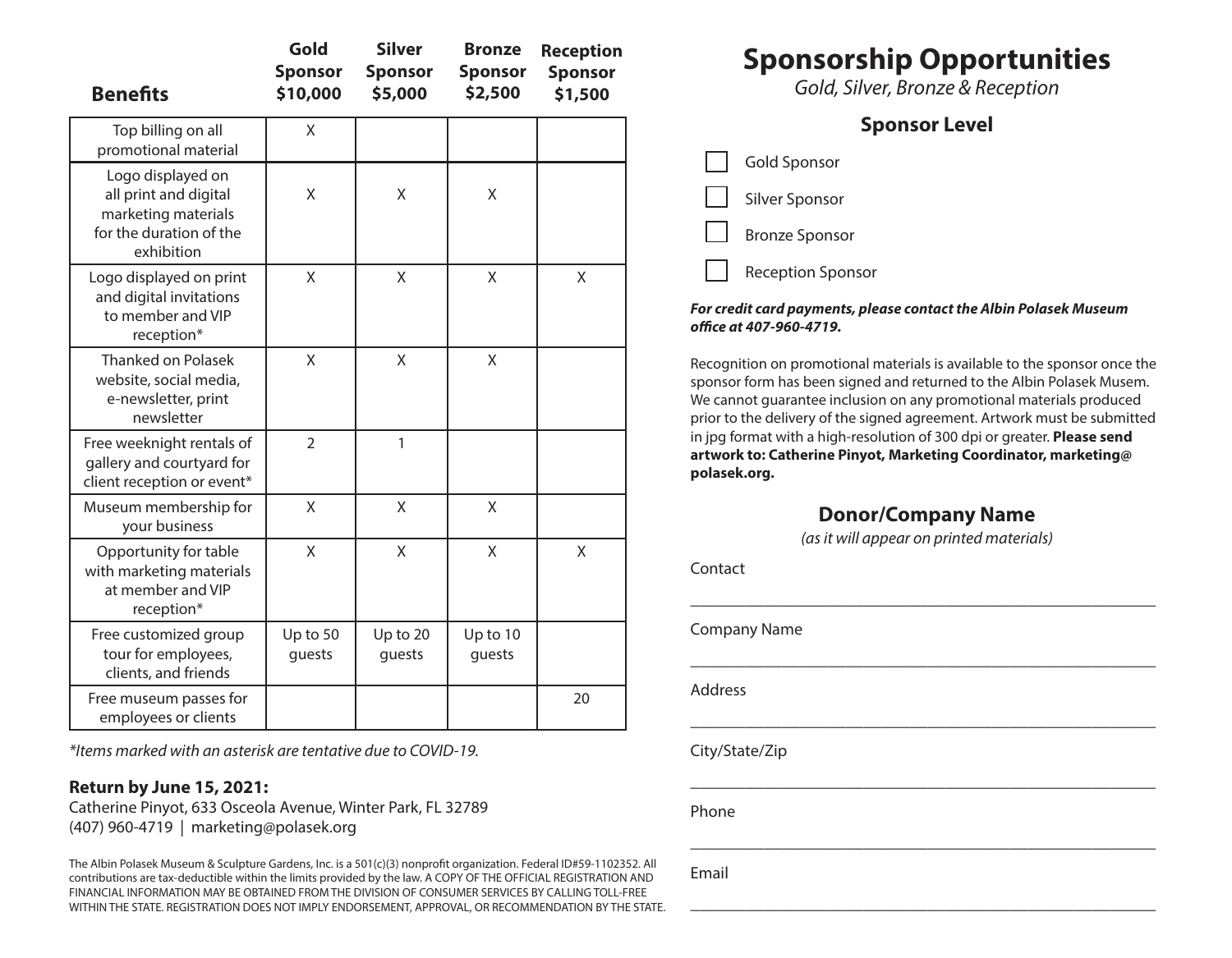| Benefits | Gold Sponsor $10,000 | Silver Sponsor $5,000 | Bronze Sponsor $2,500 | Reception Sponsor $1,500 |
|---|---|---|---|---|
| Top billing on all promotional material | X | | | |
| Logo displayed on all print and digital marketing materials for the duration of the exhibition | X | X | X | |
| Logo displayed on print and digital invitations to member and VIP reception* | X | X | X | X |
| Thanked on Polasek website, social media, e-newsletter, print newsletter | X | X | X | |
| Free weeknight rentals of gallery and courtyard for client reception or event* | 2 | 1 | | |
| Museum membership for your business | X | X | X | |
| Opportunity for table with marketing materials at member and VIP reception* | X | X | X | X |
| Free customized group tour for employees, clients, and friends | Up to 50 guests | Up to 20 guests | Up to 10 guests | |
| Free museum passes for employees or clients | | | | 20 |

*\*Items marked with an asterisk are tentative due to COVID-19.*

**Return by June 15, 2021:**
Catherine Pinyot, 633 Osceola Avenue, Winter Park, FL 32789
(407) 960-4719 | marketing@polasek.org

The Albin Polasek Museum & Sculpture Gardens, Inc. is a 501(c)(3) nonprofit organization. Federal ID#59-1102352. All contributions are tax-deductible within the limits provided by the law. A COPY OF THE OFFICIAL REGISTRATION AND FINANCIAL INFORMATION MAY BE OBTAINED FROM THE DIVISION OF CONSUMER SERVICES BY CALLING TOLL-FREE WITHIN THE STATE. REGISTRATION DOES NOT IMPLY ENDORSEMENT, APPROVAL, OR RECOMMENDATION BY THE STATE.

# Sponsorship Opportunities

*Gold, Silver, Bronze & Reception*

## Sponsor Level

- ☐ Gold Sponsor
- ☐ Silver Sponsor
- ☐ Bronze Sponsor
- ☐ Reception Sponsor

***For credit card payments, please contact the Albin Polasek Museum office at 407-960-4719.***

Recognition on promotional materials is available to the sponsor once the sponsor form has been signed and returned to the Albin Polasek Musem. We cannot guarantee inclusion on any promotional materials produced prior to the delivery of the signed agreement. Artwork must be submitted in jpg format with a high-resolution of 300 dpi or greater. **Please send artwork to: Catherine Pinyot, Marketing Coordinator, marketing@polasek.org.**

## Donor/Company Name

*(as it will appear on printed materials)*

Contact

___________________________________________

Company Name

___________________________________________

Address

___________________________________________

City/State/Zip

___________________________________________

Phone

___________________________________________

Email

___________________________________________